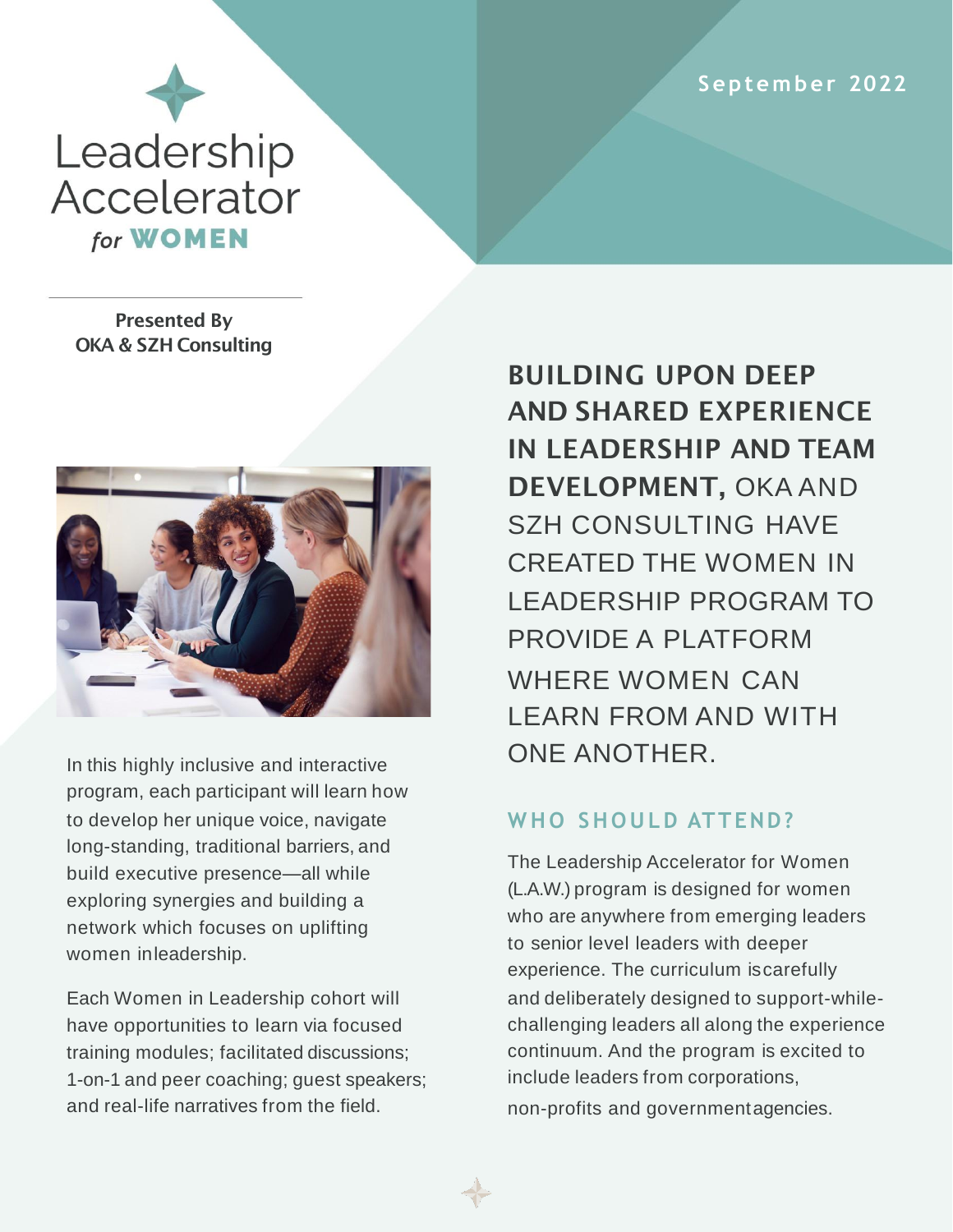# Leadership Accelerator *for* WOMEN

September 2022

**Presented By**
**OKA & SZH Consulting**

**BUILDING UPON DEEP AND SHARED EXPERIENCE IN LEADERSHIP AND TEAM DEVELOPMENT,** OKA AND SZH CONSULTING HAVE CREATED THE WOMEN IN LEADERSHIP PROGRAM TO PROVIDE A PLATFORM WHERE WOMEN CAN LEARN FROM AND WITH ONE ANOTHER.

In this highly inclusive and interactive program, each participant will learn how to develop her unique voice, navigate long-standing, traditional barriers, and build executive presence—all while exploring synergies and building a network which focuses on uplifting women inleadership.

Each Women in Leadership cohort will have opportunities to learn via focused training modules; facilitated discussions; 1-on-1 and peer coaching; guest speakers; and real-life narratives from the field.

## WHO SHOULD ATTEND?

The Leadership Accelerator for Women (L.A.W.) program is designed for women who are anywhere from emerging leaders to senior level leaders with deeper experience. The curriculum iscarefully and deliberately designed to support-while-challenging leaders all along the experience continuum. And the program is excited to include leaders from corporations, non-profits and governmentagencies.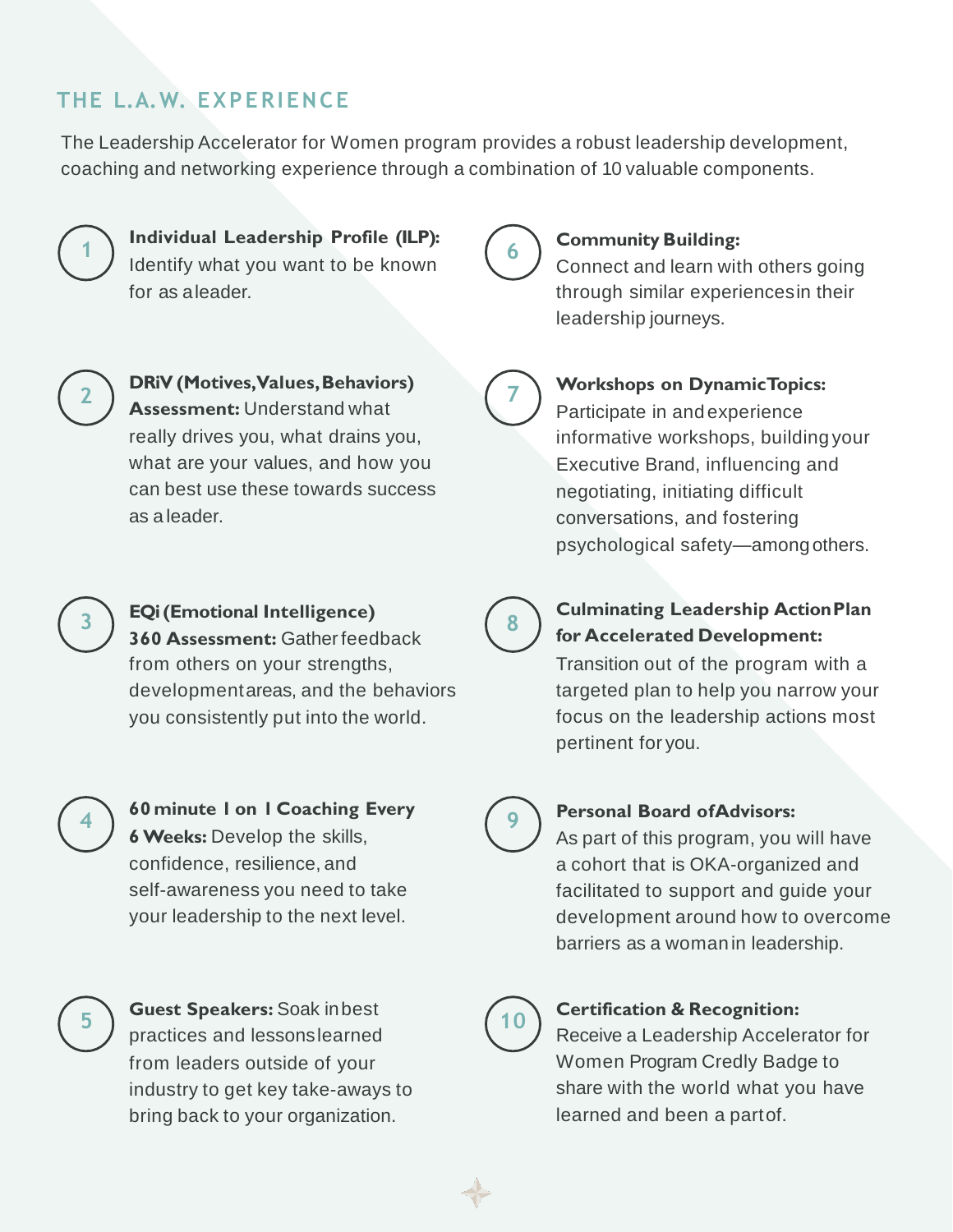## THE L.A.W. EXPERIENCE

The Leadership Accelerator for Women program provides a robust leadership development, coaching and networking experience through a combination of 10 valuable components.

1. **Individual Leadership Profile (ILP):** Identify what you want to be known for as a leader.

2. **DRiV (Motives, Values, Behaviors) Assessment:** Understand what really drives you, what drains you, what are your values, and how you can best use these towards success as a leader.

3. **EQi (Emotional Intelligence) 360 Assessment:** Gather feedback from others on your strengths, development areas, and the behaviors you consistently put into the world.

4. **60 minute 1 on 1 Coaching Every 6 Weeks:** Develop the skills, confidence, resilience, and self-awareness you need to take your leadership to the next level.

5. **Guest Speakers:** Soak in best practices and lessons learned from leaders outside of your industry to get key take-aways to bring back to your organization.

6. **Community Building:** Connect and learn with others going through similar experiences in their leadership journeys.

7. **Workshops on Dynamic Topics:** Participate in and experience informative workshops, building your Executive Brand, influencing and negotiating, initiating difficult conversations, and fostering psychological safety—among others.

8. **Culminating Leadership Action Plan for Accelerated Development:** Transition out of the program with a targeted plan to help you narrow your focus on the leadership actions most pertinent for you.

9. **Personal Board of Advisors:** As part of this program, you will have a cohort that is OKA-organized and facilitated to support and guide your development around how to overcome barriers as a woman in leadership.

10. **Certification & Recognition:** Receive a Leadership Accelerator for Women Program Credly Badge to share with the world what you have learned and been a part of.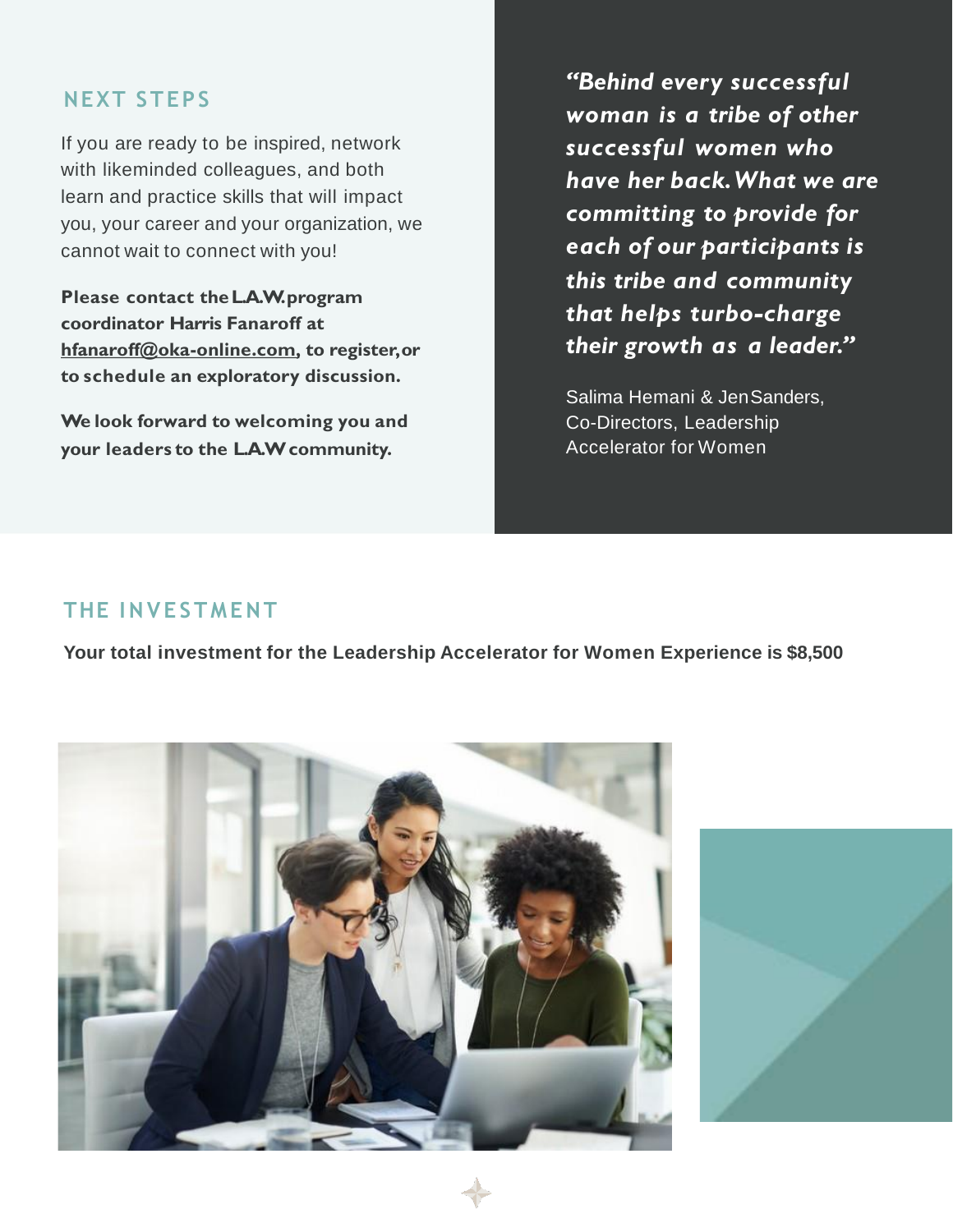## NEXT STEPS

If you are ready to be inspired, network with likeminded colleagues, and both learn and practice skills that will impact you, your career and your organization, we cannot wait to connect with you!

**Please contact the L.A.W. program coordinator Harris Fanaroff at hfanaroff@oka-online.com, to register, or to schedule an exploratory discussion.**

**We look forward to welcoming you and your leaders to the L.A.W community.**

***"Behind every successful woman is a tribe of other successful women who have her back. What we are committing to provide for each of our participants is this tribe and community that helps turbo-charge their growth as a leader."***

Salima Hemani & Jen Sanders, Co-Directors, Leadership Accelerator for Women

## THE INVESTMENT

**Your total investment for the Leadership Accelerator for Women Experience is $8,500**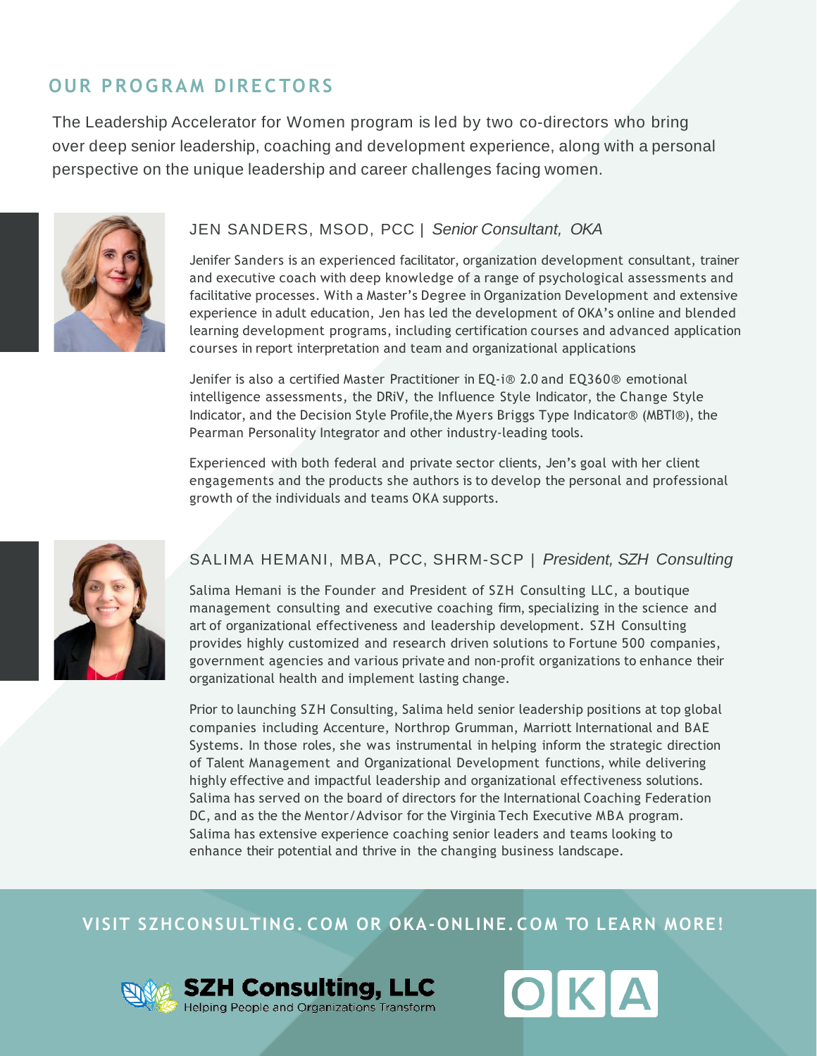## OUR PROGRAM DIRECTORS

The Leadership Accelerator for Women program is led by two co-directors who bring over deep senior leadership, coaching and development experience, along with a personal perspective on the unique leadership and career challenges facing women.

### JEN SANDERS, MSOD, PCC | *Senior Consultant, OKA*

Jenifer Sanders is an experienced facilitator, organization development consultant, trainer and executive coach with deep knowledge of a range of psychological assessments and facilitative processes. With a Master's Degree in Organization Development and extensive experience in adult education, Jen has led the development of OKA's online and blended learning development programs, including certification courses and advanced application courses in report interpretation and team and organizational applications

Jenifer is also a certified Master Practitioner in EQ-i® 2.0 and EQ360® emotional intelligence assessments, the DRiV, the Influence Style Indicator, the Change Style Indicator, and the Decision Style Profile,the Myers Briggs Type Indicator® (MBTI®), the Pearman Personality Integrator and other industry-leading tools.

Experienced with both federal and private sector clients, Jen's goal with her client engagements and the products she authors is to develop the personal and professional growth of the individuals and teams OKA supports.

### SALIMA HEMANI, MBA, PCC, SHRM-SCP | *President, SZH Consulting*

Salima Hemani is the Founder and President of SZH Consulting LLC, a boutique management consulting and executive coaching firm, specializing in the science and art of organizational effectiveness and leadership development. SZH Consulting provides highly customized and research driven solutions to Fortune 500 companies, government agencies and various private and non-profit organizations to enhance their organizational health and implement lasting change.

Prior to launching SZH Consulting, Salima held senior leadership positions at top global companies including Accenture, Northrop Grumman, Marriott International and BAE Systems. In those roles, she was instrumental in helping inform the strategic direction of Talent Management and Organizational Development functions, while delivering highly effective and impactful leadership and organizational effectiveness solutions. Salima has served on the board of directors for the International Coaching Federation DC, and as the the Mentor/Advisor for the Virginia Tech Executive MBA program. Salima has extensive experience coaching senior leaders and teams looking to enhance their potential and thrive in the changing business landscape.

**VISIT SZHCONSULTING.COM OR OKA-ONLINE.COM TO LEARN MORE!**

SZH Consulting, LLC
Helping People and Organizations Transform

OKA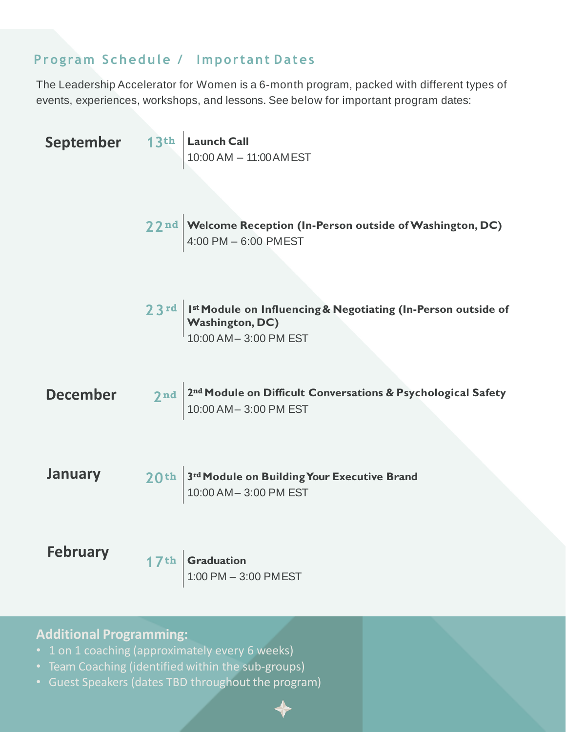## Program Schedule / Important Dates

The Leadership Accelerator for Women is a 6-month program, packed with different types of events, experiences, workshops, and lessons. See below for important program dates:

### September

**13th** — **Launch Call**
10:00 AM – 11:00 AM EST

**22nd** — **Welcome Reception (In-Person outside of Washington, DC)**
4:00 PM – 6:00 PM EST

**23rd** — **1st Module on Influencing & Negotiating (In-Person outside of Washington, DC)**
10:00 AM – 3:00 PM EST

### December

**2nd** — **2nd Module on Difficult Conversations & Psychological Safety**
10:00 AM – 3:00 PM EST

### January

**20th** — **3rd Module on Building Your Executive Brand**
10:00 AM – 3:00 PM EST

### February

**17th** — **Graduation**
1:00 PM – 3:00 PM EST

### Additional Programming:

- 1 on 1 coaching (approximately every 6 weeks)
- Team Coaching (identified within the sub-groups)
- Guest Speakers (dates TBD throughout the program)